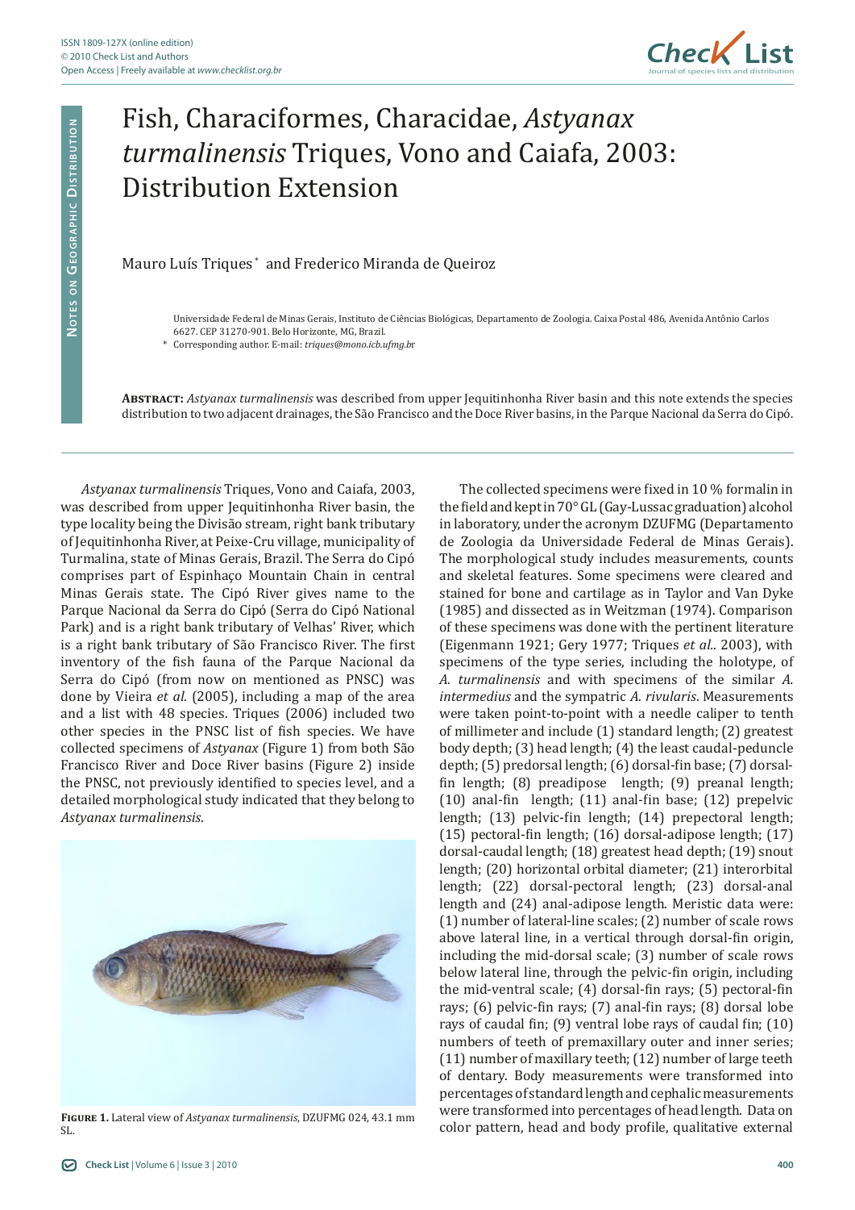# Fish, Characiformes, Characidae, *Astyanax turmalinensis* Triques, Vono and Caiafa, 2003: Distribution Extension

Mauro Luís Triques * and Frederico Miranda de Queiroz

Universidade Federal de Minas Gerais, Instituto de Ciências Biológicas, Departamento de Zoologia. Caixa Postal 486, Avenida Antônio Carlos 6627. CEP 31270-901. Belo Horizonte, MG, Brazil.

\* Corresponding author. E-mail: *triques@mono.icb.ufmg.br*

**Abstract:** *Astyanax turmalinensis* was described from upper Jequitinhonha River basin and this note extends the species distribution to two adjacent drainages, the São Francisco and the Doce River basins, in the Parque Nacional da Serra do Cipó.

*Astyanax turmalinensis* Triques, Vono and Caiafa, 2003, was described from upper Jequitinhonha River basin, the type locality being the Divisão stream, right bank tributary of Jequitinhonha River, at Peixe-Cru village, municipality of Turmalina, state of Minas Gerais, Brazil. The Serra do Cipó comprises part of Espinhaço Mountain Chain in central Minas Gerais state. The Cipó River gives name to the Parque Nacional da Serra do Cipó (Serra do Cipó National Park) and is a right bank tributary of Velhas' River, which is a right bank tributary of São Francisco River. The first inventory of the fish fauna of the Parque Nacional da Serra do Cipó (from now on mentioned as PNSC) was done by Vieira *et al.* (2005), including a map of the area and a list with 48 species. Triques (2006) included two other species in the PNSC list of fish species. We have collected specimens of *Astyanax* (Figure 1) from both São Francisco River and Doce River basins (Figure 2) inside the PNSC, not previously identified to species level, and a detailed morphological study indicated that they belong to *Astyanax turmalinensis*.

**Figure 1.** Lateral view of *Astyanax turmalinensis*, DZUFMG 024, 43.1 mm SL.

The collected specimens were fixed in 10 % formalin in the field and kept in 70° GL (Gay-Lussac graduation) alcohol in laboratory, under the acronym DZUFMG (Departamento de Zoologia da Universidade Federal de Minas Gerais). The morphological study includes measurements, counts and skeletal features. Some specimens were cleared and stained for bone and cartilage as in Taylor and Van Dyke (1985) and dissected as in Weitzman (1974). Comparison of these specimens was done with the pertinent literature (Eigenmann 1921; Gery 1977; Triques *et al*.. 2003), with specimens of the type series, including the holotype, of *A. turmalinensis* and with specimens of the similar *A. intermedius* and the sympatric *A. rivularis*. Measurements were taken point-to-point with a needle caliper to tenth of millimeter and include (1) standard length; (2) greatest body depth; (3) head length; (4) the least caudal-peduncle depth; (5) predorsal length; (6) dorsal-fin base; (7) dorsal-fin length; (8) preadipose length; (9) preanal length; (10) anal-fin length; (11) anal-fin base; (12) prepelvic length; (13) pelvic-fin length; (14) prepectoral length; (15) pectoral-fin length; (16) dorsal-adipose length; (17) dorsal-caudal length; (18) greatest head depth; (19) snout length; (20) horizontal orbital diameter; (21) interorbital length; (22) dorsal-pectoral length; (23) dorsal-anal length and (24) anal-adipose length. Meristic data were: (1) number of lateral-line scales; (2) number of scale rows above lateral line, in a vertical through dorsal-fin origin, including the mid-dorsal scale; (3) number of scale rows below lateral line, through the pelvic-fin origin, including the mid-ventral scale; (4) dorsal-fin rays; (5) pectoral-fin rays; (6) pelvic-fin rays; (7) anal-fin rays; (8) dorsal lobe rays of caudal fin; (9) ventral lobe rays of caudal fin; (10) numbers of teeth of premaxillary outer and inner series; (11) number of maxillary teeth; (12) number of large teeth of dentary. Body measurements were transformed into percentages of standard length and cephalic measurements were transformed into percentages of head length. Data on color pattern, head and body profile, qualitative external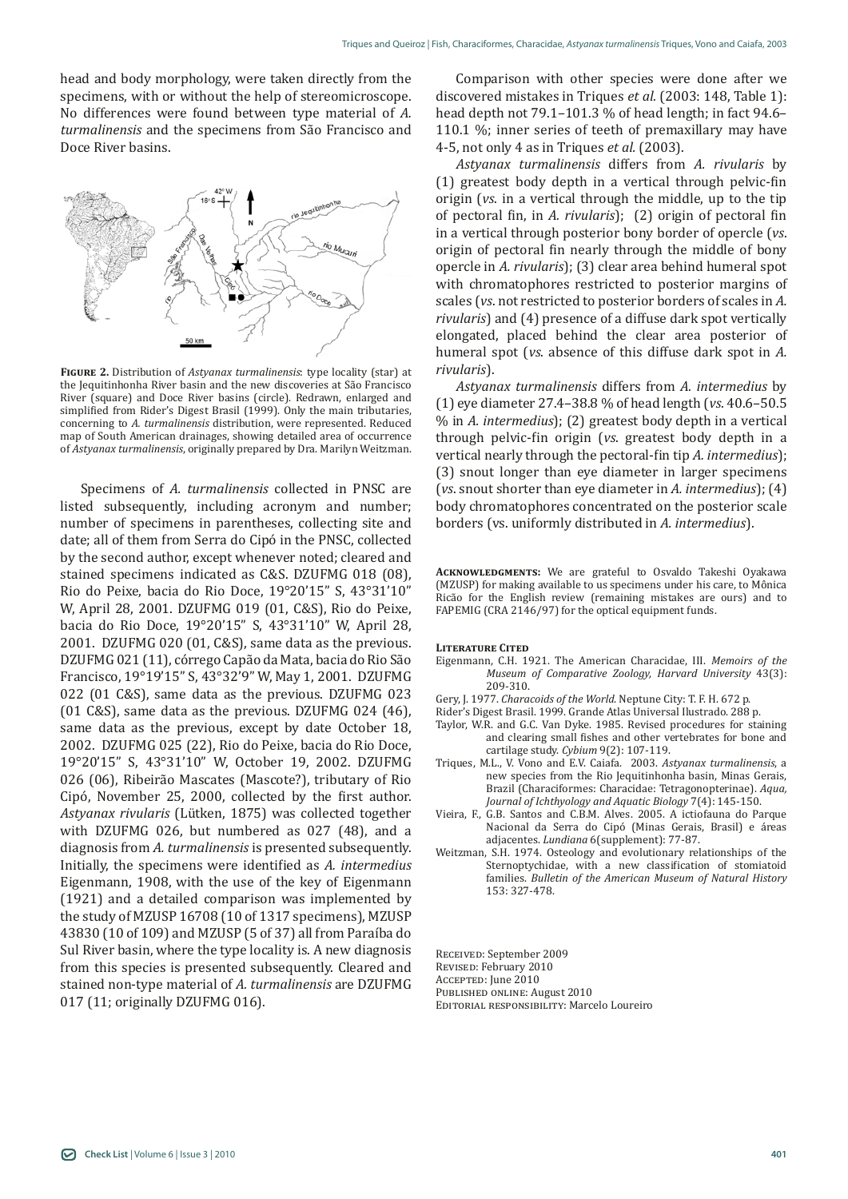head and body morphology, were taken directly from the specimens, with or without the help of stereomicroscope. No differences were found between type material of *A. turmalinensis* and the specimens from São Francisco and Doce River basins.

42° W
18° S
N
rio Jequitinhonha
rio São Francisco
rio das Velhas
rio Mucuri
rio Cipó
rio Doce
50 km

**Figure 2.** Distribution of *Astyanax turmalinensis*: type locality (star) at the Jequitinhonha River basin and the new discoveries at São Francisco River (square) and Doce River basins (circle). Redrawn, enlarged and simplified from Rider's Digest Brasil (1999). Only the main tributaries, concerning to *A. turmalinensis* distribution, were represented. Reduced map of South American drainages, showing detailed area of occurrence of *Astyanax turmalinensis*, originally prepared by Dra. Marilyn Weitzman.

Specimens of *A. turmalinensis* collected in PNSC are listed subsequently, including acronym and number; number of specimens in parentheses, collecting site and date; all of them from Serra do Cipó in the PNSC, collected by the second author, except whenever noted; cleared and stained specimens indicated as C&S. DZUFMG 018 (08), Rio do Peixe, bacia do Rio Doce, 19°20'15" S, 43°31'10" W, April 28, 2001. DZUFMG 019 (01, C&S), Rio do Peixe, bacia do Rio Doce, 19°20'15" S, 43°31'10" W, April 28, 2001. DZUFMG 020 (01, C&S), same data as the previous. DZUFMG 021 (11), córrego Capão da Mata, bacia do Rio São Francisco, 19°19'15" S, 43°32'9" W, May 1, 2001. DZUFMG 022 (01 C&S), same data as the previous. DZUFMG 023 (01 C&S), same data as the previous. DZUFMG 024 (46), same data as the previous, except by date October 18, 2002. DZUFMG 025 (22), Rio do Peixe, bacia do Rio Doce, 19°20'15" S, 43°31'10" W, October 19, 2002. DZUFMG 026 (06), Ribeirão Mascates (Mascote?), tributary of Rio Cipó, November 25, 2000, collected by the first author. *Astyanax rivularis* (Lütken, 1875) was collected together with DZUFMG 026, but numbered as 027 (48), and a diagnosis from *A. turmalinensis* is presented subsequently. Initially, the specimens were identified as *A. intermedius* Eigenmann, 1908, with the use of the key of Eigenmann (1921) and a detailed comparison was implemented by the study of MZUSP 16708 (10 of 1317 specimens), MZUSP 43830 (10 of 109) and MZUSP (5 of 37) all from Paraíba do Sul River basin, where the type locality is. A new diagnosis from this species is presented subsequently. Cleared and stained non-type material of *A. turmalinensis* are DZUFMG 017 (11; originally DZUFMG 016).

Comparison with other species were done after we discovered mistakes in Triques *et al.* (2003: 148, Table 1): head depth not 79.1–101.3 % of head length; in fact 94.6–110.1 %; inner series of teeth of premaxillary may have 4-5, not only 4 as in Triques *et al.* (2003).

*Astyanax turmalinensis* differs from *A. rivularis* by (1) greatest body depth in a vertical through pelvic-fin origin (*vs*. in a vertical through the middle, up to the tip of pectoral fin, in *A. rivularis*); (2) origin of pectoral fin in a vertical through posterior bony border of opercle (*vs*. origin of pectoral fin nearly through the middle of bony opercle in *A. rivularis*); (3) clear area behind humeral spot with chromatophores restricted to posterior margins of scales (*vs*. not restricted to posterior borders of scales in *A. rivularis*) and (4) presence of a diffuse dark spot vertically elongated, placed behind the clear area posterior of humeral spot (*vs*. absence of this diffuse dark spot in *A. rivularis*).

*Astyanax turmalinensis* differs from *A. intermedius* by (1) eye diameter 27.4–38.8 % of head length (*vs*. 40.6–50.5 % in *A. intermedius*); (2) greatest body depth in a vertical through pelvic-fin origin (*vs*. greatest body depth in a vertical nearly through the pectoral-fin tip *A. intermedius*); (3) snout longer than eye diameter in larger specimens (*vs*. snout shorter than eye diameter in *A. intermedius*); (4) body chromatophores concentrated on the posterior scale borders (vs. uniformly distributed in *A. intermedius*).

**Acknowledgments:** We are grateful to Osvaldo Takeshi Oyakawa (MZUSP) for making available to us specimens under his care, to Mônica Ricão for the English review (remaining mistakes are ours) and to FAPEMIG (CRA 2146/97) for the optical equipment funds.

## Literature Cited

Eigenmann, C.H. 1921. The American Characidae, III. *Memoirs of the Museum of Comparative Zoology, Harvard University* 43(3): 209-310.

Gery, J. 1977. *Characoids of the World*. Neptune City: T. F. H. 672 p.

Rider's Digest Brasil. 1999. Grande Atlas Universal Ilustrado. 288 p.

Taylor, W.R. and G.C. Van Dyke. 1985. Revised procedures for staining and clearing small fishes and other vertebrates for bone and cartilage study. *Cybium* 9(2): 107-119.

Triques, M.L., V. Vono and E.V. Caiafa. 2003. *Astyanax turmalinensis*, a new species from the Rio Jequitinhonha basin, Minas Gerais, Brazil (Characiformes: Characidae: Tetragonopterinae). *Aqua, Journal of Ichthyology and Aquatic Biology* 7(4): 145-150.

Vieira, F., G.B. Santos and C.B.M. Alves. 2005. A ictiofauna do Parque Nacional da Serra do Cipó (Minas Gerais, Brasil) e áreas adjacentes. *Lundiana* 6(supplement): 77-87.

Weitzman, S.H. 1974. Osteology and evolutionary relationships of the Sternoptychidae, with a new classification of stomiatoid families. *Bulletin of the American Museum of Natural History* 153: 327-478.

Received: September 2009
Revised: February 2010
Accepted: June 2010
Published online: August 2010
Editorial responsibility: Marcelo Loureiro